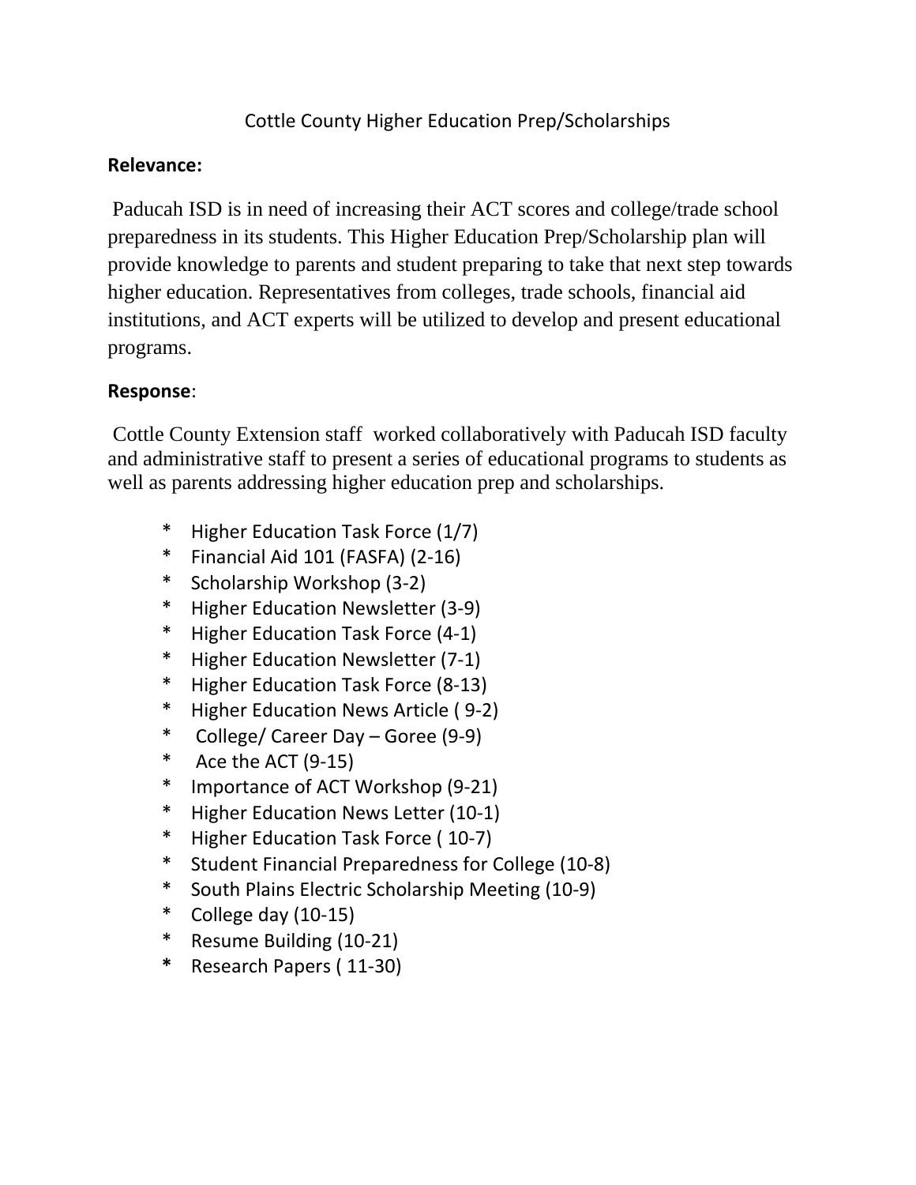# Cottle County Higher Education Prep/Scholarships

**Relevance:**

Paducah ISD is in need of increasing their ACT scores and college/trade school preparedness in its students. This Higher Education Prep/Scholarship plan will provide knowledge to parents and student preparing to take that next step towards higher education. Representatives from colleges, trade schools, financial aid institutions, and ACT experts will be utilized to develop and present educational programs.

**Response**:

Cottle County Extension staff worked collaboratively with Paducah ISD faculty and administrative staff to present a series of educational programs to students as well as parents addressing higher education prep and scholarships.

* Higher Education Task Force (1/7)
* Financial Aid 101 (FASFA) (2-16)
* Scholarship Workshop (3-2)
* Higher Education Newsletter (3-9)
* Higher Education Task Force (4-1)
* Higher Education Newsletter (7-1)
* Higher Education Task Force (8-13)
* Higher Education News Article ( 9-2)
* College/ Career Day – Goree (9-9)
* Ace the ACT (9-15)
* Importance of ACT Workshop (9-21)
* Higher Education News Letter (10-1)
* Higher Education Task Force ( 10-7)
* Student Financial Preparedness for College (10-8)
* South Plains Electric Scholarship Meeting (10-9)
* College day (10-15)
* Resume Building (10-21)
* Research Papers ( 11-30)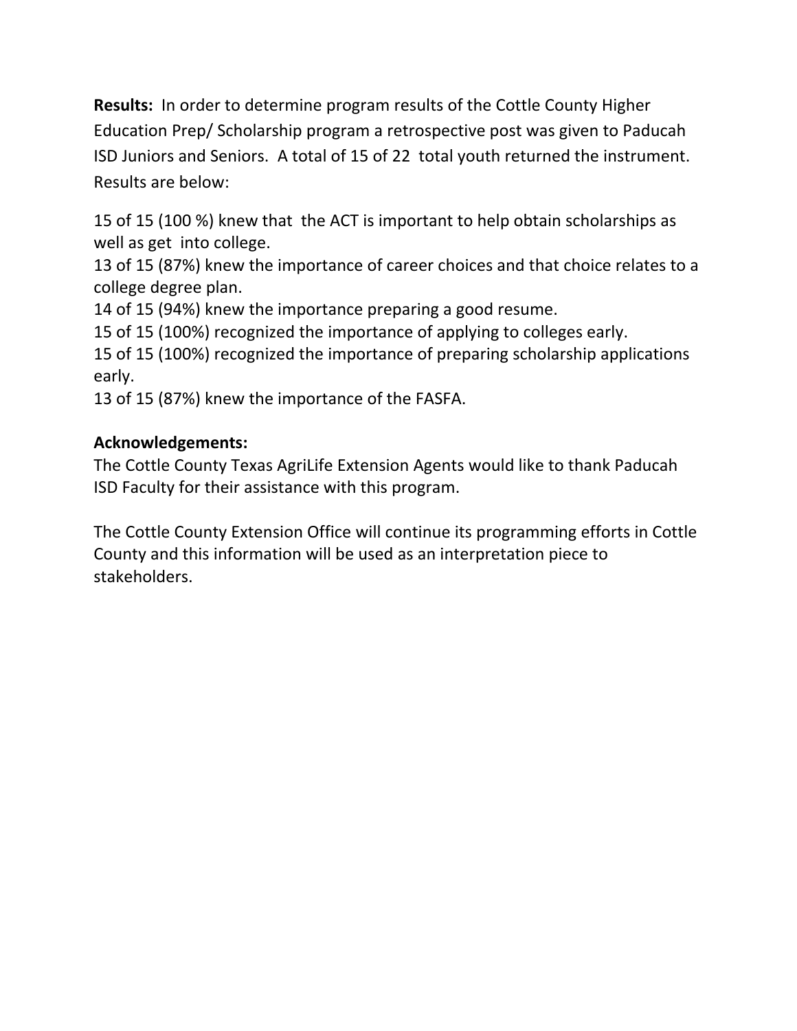**Results:** In order to determine program results of the Cottle County Higher Education Prep/ Scholarship program a retrospective post was given to Paducah ISD Juniors and Seniors. A total of 15 of 22 total youth returned the instrument. Results are below:

15 of 15 (100 %) knew that the ACT is important to help obtain scholarships as well as get into college.
13 of 15 (87%) knew the importance of career choices and that choice relates to a college degree plan.
14 of 15 (94%) knew the importance preparing a good resume.
15 of 15 (100%) recognized the importance of applying to colleges early.
15 of 15 (100%) recognized the importance of preparing scholarship applications early.
13 of 15 (87%) knew the importance of the FASFA.

**Acknowledgements:**
The Cottle County Texas AgriLife Extension Agents would like to thank Paducah ISD Faculty for their assistance with this program.

The Cottle County Extension Office will continue its programming efforts in Cottle County and this information will be used as an interpretation piece to stakeholders.